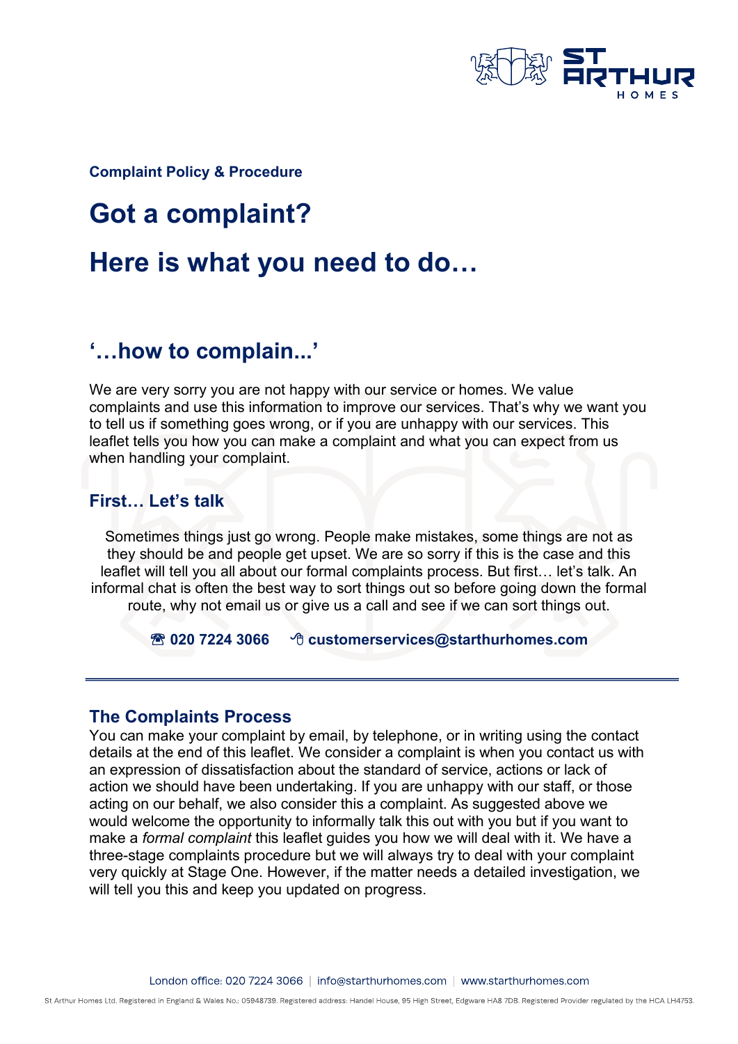**Complaint Policy & Procedure**

# Got a complaint?

# Here is what you need to do…

## '…how to complain...'

We are very sorry you are not happy with our service or homes. We value complaints and use this information to improve our services. That's why we want you to tell us if something goes wrong, or if you are unhappy with our services. This leaflet tells you how you can make a complaint and what you can expect from us when handling your complaint.

### First… Let's talk

Sometimes things just go wrong. People make mistakes, some things are not as they should be and people get upset. We are so sorry if this is the case and this leaflet will tell you all about our formal complaints process. But first… let's talk. An informal chat is often the best way to sort things out so before going down the formal route, why not email us or give us a call and see if we can sort things out.

☎ **020 7224 3066** 🖰 **customerservices@starthurhomes.com**

---

### The Complaints Process

You can make your complaint by email, by telephone, or in writing using the contact details at the end of this leaflet. We consider a complaint is when you contact us with an expression of dissatisfaction about the standard of service, actions or lack of action we should have been undertaking. If you are unhappy with our staff, or those acting on our behalf, we also consider this a complaint. As suggested above we would welcome the opportunity to informally talk this out with you but if you want to make a *formal complaint* this leaflet guides you how we will deal with it. We have a three-stage complaints procedure but we will always try to deal with your complaint very quickly at Stage One. However, if the matter needs a detailed investigation, we will tell you this and keep you updated on progress.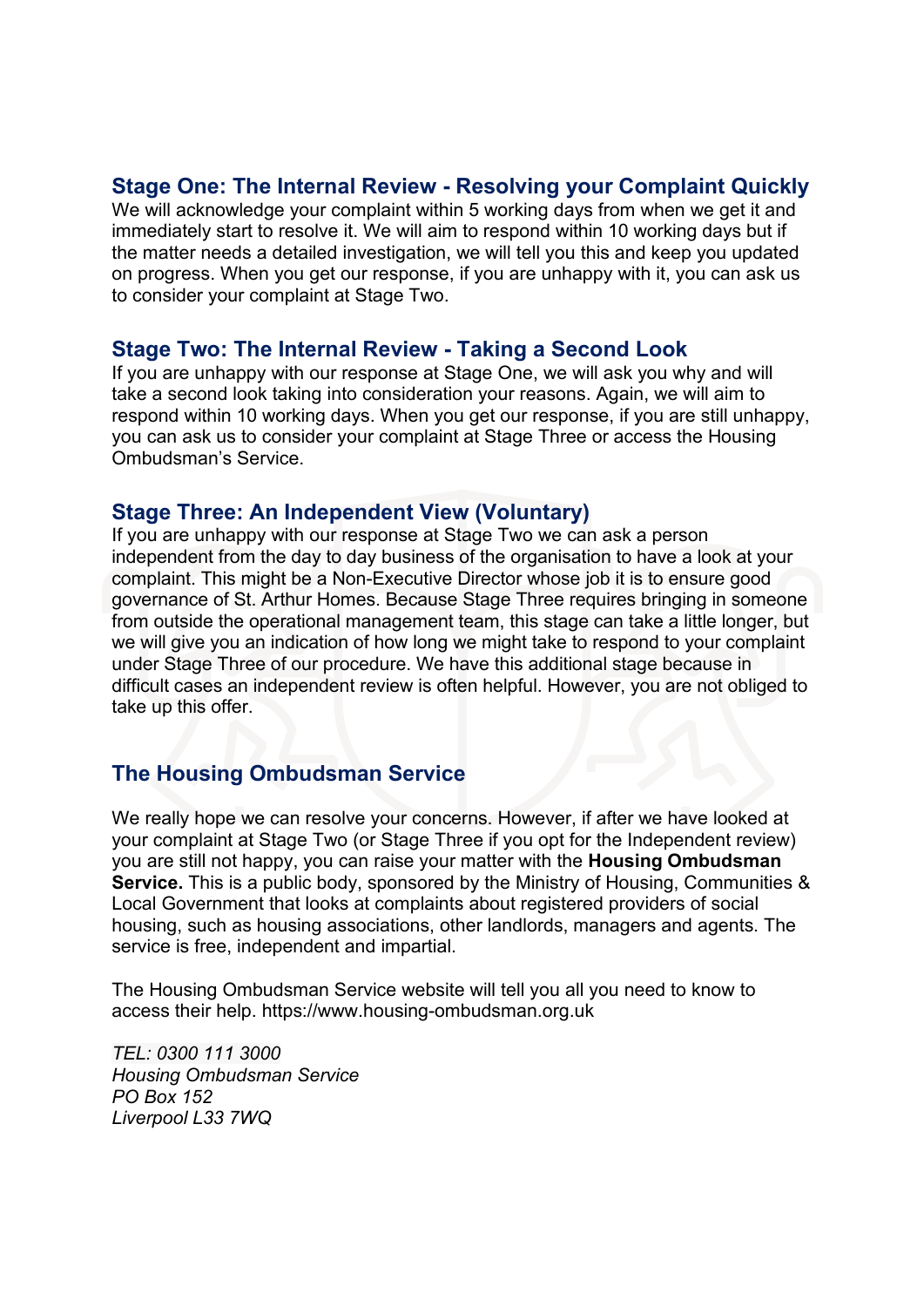## Stage One: The Internal Review - Resolving your Complaint Quickly

We will acknowledge your complaint within 5 working days from when we get it and immediately start to resolve it. We will aim to respond within 10 working days but if the matter needs a detailed investigation, we will tell you this and keep you updated on progress. When you get our response, if you are unhappy with it, you can ask us to consider your complaint at Stage Two.

## Stage Two: The Internal Review - Taking a Second Look

If you are unhappy with our response at Stage One, we will ask you why and will take a second look taking into consideration your reasons. Again, we will aim to respond within 10 working days. When you get our response, if you are still unhappy, you can ask us to consider your complaint at Stage Three or access the Housing Ombudsman's Service.

## Stage Three: An Independent View (Voluntary)

If you are unhappy with our response at Stage Two we can ask a person independent from the day to day business of the organisation to have a look at your complaint. This might be a Non-Executive Director whose job it is to ensure good governance of St. Arthur Homes. Because Stage Three requires bringing in someone from outside the operational management team, this stage can take a little longer, but we will give you an indication of how long we might take to respond to your complaint under Stage Three of our procedure. We have this additional stage because in difficult cases an independent review is often helpful. However, you are not obliged to take up this offer.

## The Housing Ombudsman Service

We really hope we can resolve your concerns. However, if after we have looked at your complaint at Stage Two (or Stage Three if you opt for the Independent review) you are still not happy, you can raise your matter with the **Housing Ombudsman Service.** This is a public body, sponsored by the Ministry of Housing, Communities & Local Government that looks at complaints about registered providers of social housing, such as housing associations, other landlords, managers and agents. The service is free, independent and impartial.

The Housing Ombudsman Service website will tell you all you need to know to access their help. https://www.housing-ombudsman.org.uk

*TEL: 0300 111 3000*
*Housing Ombudsman Service*
*PO Box 152*
*Liverpool L33 7WQ*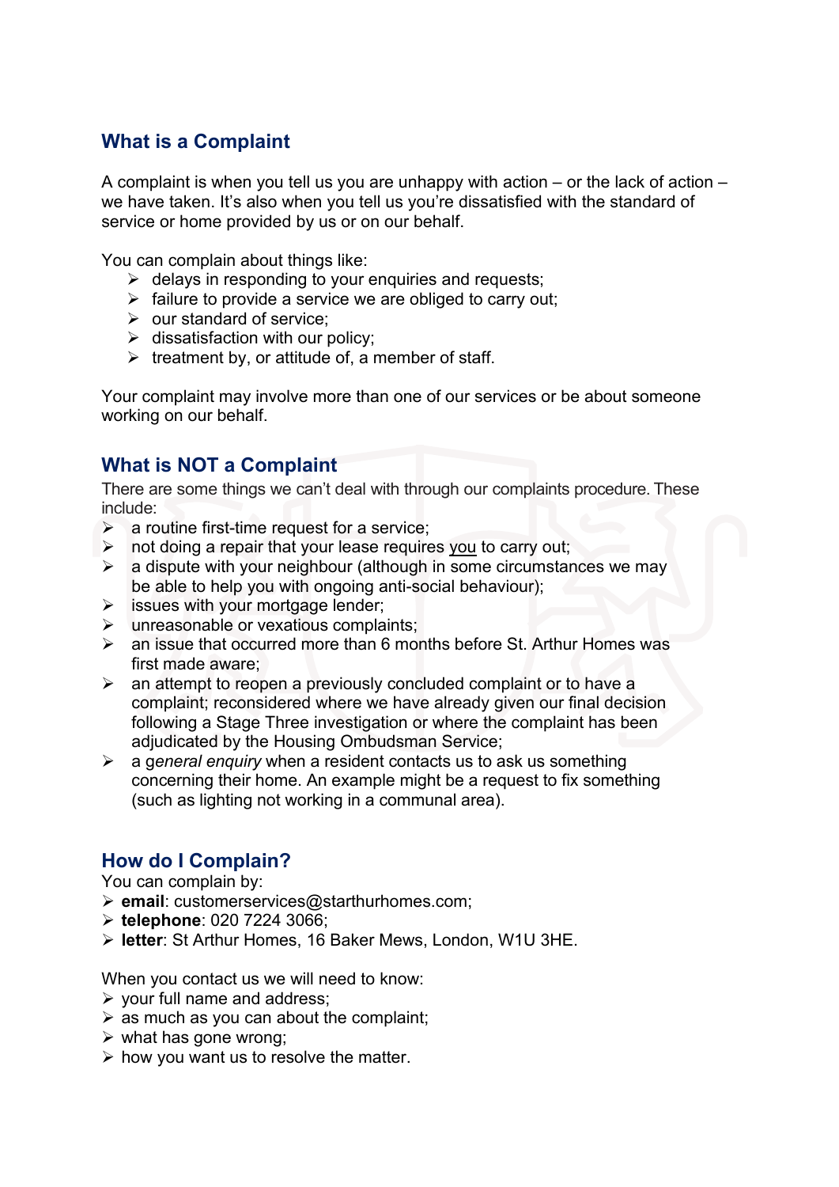## What is a Complaint

A complaint is when you tell us you are unhappy with action – or the lack of action – we have taken. It's also when you tell us you're dissatisfied with the standard of service or home provided by us or on our behalf.

You can complain about things like:

- delays in responding to your enquiries and requests;
- failure to provide a service we are obliged to carry out;
- our standard of service;
- dissatisfaction with our policy;
- treatment by, or attitude of, a member of staff.

Your complaint may involve more than one of our services or be about someone working on our behalf.

## What is NOT a Complaint

There are some things we can't deal with through our complaints procedure. These include:

- a routine first-time request for a service;
- not doing a repair that your lease requires <u>you</u> to carry out;
- a dispute with your neighbour (although in some circumstances we may be able to help you with ongoing anti-social behaviour);
- issues with your mortgage lender;
- unreasonable or vexatious complaints;
- an issue that occurred more than 6 months before St. Arthur Homes was first made aware;
- an attempt to reopen a previously concluded complaint or to have a complaint; reconsidered where we have already given our final decision following a Stage Three investigation or where the complaint has been adjudicated by the Housing Ombudsman Service;
- a g*eneral enquiry* when a resident contacts us to ask us something concerning their home. An example might be a request to fix something (such as lighting not working in a communal area).

## How do I Complain?

You can complain by:

- **email**: customerservices@starthurhomes.com;
- **telephone**: 020 7224 3066;
- **letter**: St Arthur Homes, 16 Baker Mews, London, W1U 3HE.

When you contact us we will need to know:

- your full name and address;
- as much as you can about the complaint;
- what has gone wrong;
- how you want us to resolve the matter.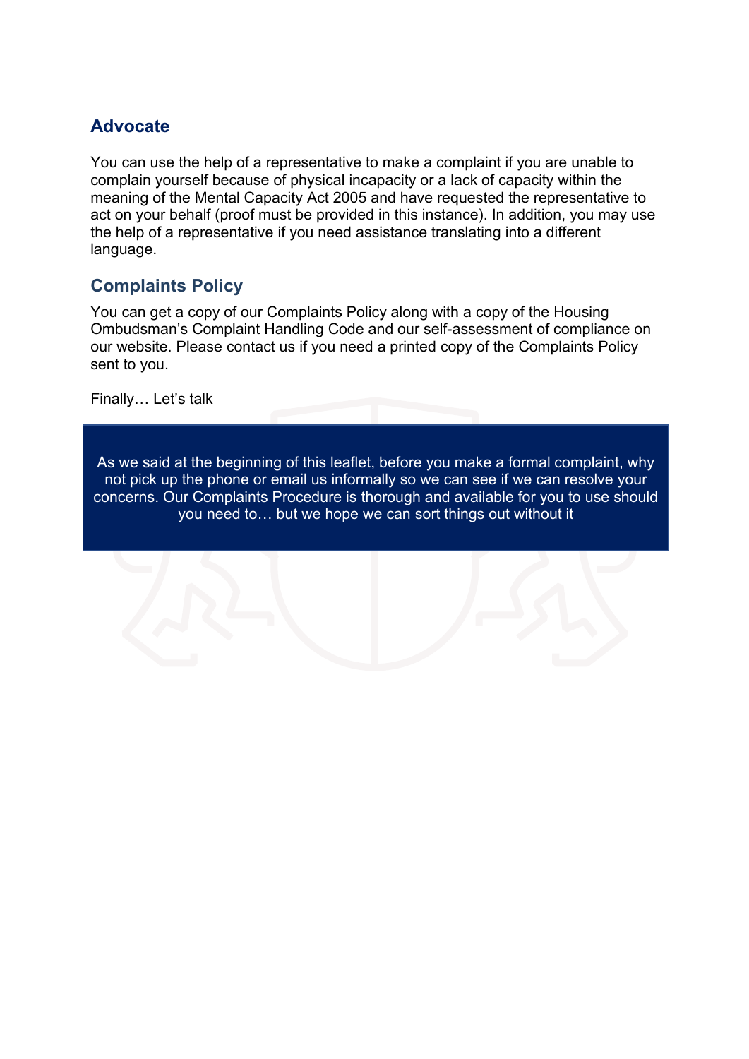## Advocate

You can use the help of a representative to make a complaint if you are unable to complain yourself because of physical incapacity or a lack of capacity within the meaning of the Mental Capacity Act 2005 and have requested the representative to act on your behalf (proof must be provided in this instance). In addition, you may use the help of a representative if you need assistance translating into a different language.

## Complaints Policy

You can get a copy of our Complaints Policy along with a copy of the Housing Ombudsman's Complaint Handling Code and our self-assessment of compliance on our website. Please contact us if you need a printed copy of the Complaints Policy sent to you.

Finally… Let's talk

As we said at the beginning of this leaflet, before you make a formal complaint, why not pick up the phone or email us informally so we can see if we can resolve your concerns. Our Complaints Procedure is thorough and available for you to use should you need to… but we hope we can sort things out without it